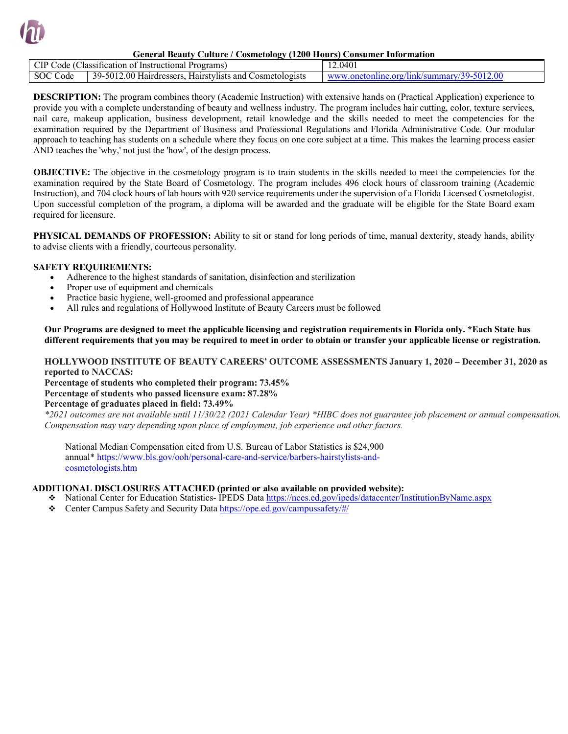## General Beauty Culture / Cosmetology (1200 Hours) Consumer Information

| | | |
|---|---|---|
| CIP Code (Classification of Instructional Programs) | | 12.0401 |
| SOC Code | 39-5012.00 Hairdressers, Hairstylists and Cosmetologists | www.onetonline.org/link/summary/39-5012.00 |

**DESCRIPTION:** The program combines theory (Academic Instruction) with extensive hands on (Practical Application) experience to provide you with a complete understanding of beauty and wellness industry. The program includes hair cutting, color, texture services, nail care, makeup application, business development, retail knowledge and the skills needed to meet the competencies for the examination required by the Department of Business and Professional Regulations and Florida Administrative Code. Our modular approach to teaching has students on a schedule where they focus on one core subject at a time. This makes the learning process easier AND teaches the 'why,' not just the 'how', of the design process.

**OBJECTIVE:** The objective in the cosmetology program is to train students in the skills needed to meet the competencies for the examination required by the State Board of Cosmetology. The program includes 496 clock hours of classroom training (Academic Instruction), and 704 clock hours of lab hours with 920 service requirements under the supervision of a Florida Licensed Cosmetologist. Upon successful completion of the program, a diploma will be awarded and the graduate will be eligible for the State Board exam required for licensure.

**PHYSICAL DEMANDS OF PROFESSION:** Ability to sit or stand for long periods of time, manual dexterity, steady hands, ability to advise clients with a friendly, courteous personality.

**SAFETY REQUIREMENTS:**

- Adherence to the highest standards of sanitation, disinfection and sterilization
- Proper use of equipment and chemicals
- Practice basic hygiene, well-groomed and professional appearance
- All rules and regulations of Hollywood Institute of Beauty Careers must be followed

**Our Programs are designed to meet the applicable licensing and registration requirements in Florida only. *Each State has different requirements that you may be required to meet in order to obtain or transfer your applicable license or registration.**

**HOLLYWOOD INSTITUTE OF BEAUTY CAREERS' OUTCOME ASSESSMENTS January 1, 2020 – December 31, 2020 as reported to NACCAS:**
**Percentage of students who completed their program: 73.45%**
**Percentage of students who passed licensure exam: 87.28%**
**Percentage of graduates placed in field: 73.49%**
*\*2021 outcomes are not available until 11/30/22 (2021 Calendar Year) \*HIBC does not guarantee job placement or annual compensation. Compensation may vary depending upon place of employment, job experience and other factors.*

National Median Compensation cited from U.S. Bureau of Labor Statistics is $24,900 annual* https://www.bls.gov/ooh/personal-care-and-service/barbers-hairstylists-and-cosmetologists.htm

**ADDITIONAL DISCLOSURES ATTACHED (printed or also available on provided website):**

- National Center for Education Statistics- IPEDS Data https://nces.ed.gov/ipeds/datacenter/InstitutionByName.aspx
- Center Campus Safety and Security Data https://ope.ed.gov/campussafety/#/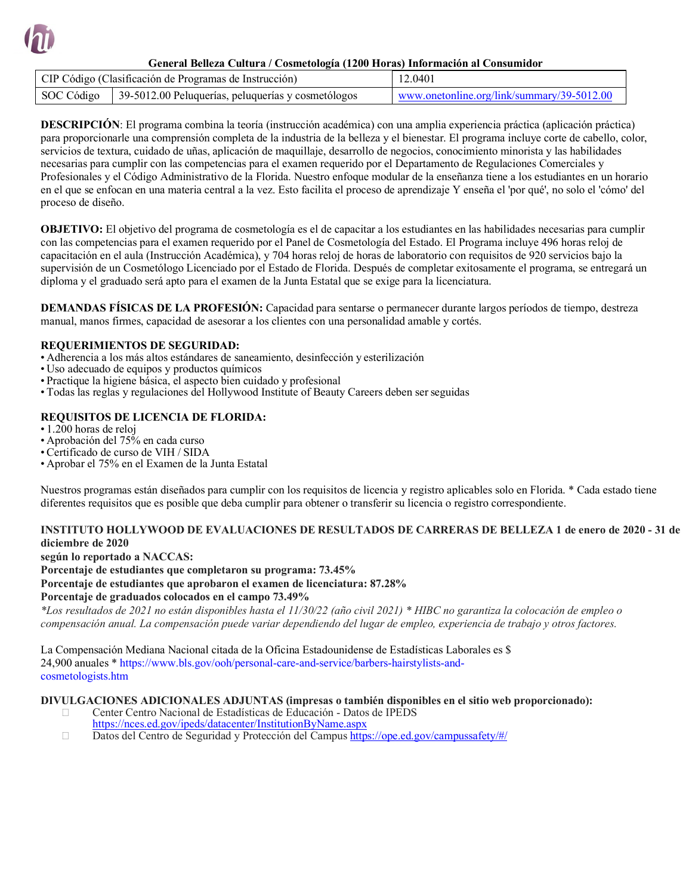**General Belleza Cultura / Cosmetología (1200 Horas) Información al Consumidor**

| | | |
|---|---|---|
| CIP Código (Clasificación de Programas de Instrucción) | | 12.0401 |
| SOC Código | 39-5012.00 Peluquerías, peluquerías y cosmetólogos | www.onetonline.org/link/summary/39-5012.00 |

**DESCRIPCIÓN**: El programa combina la teoría (instrucción académica) con una amplia experiencia práctica (aplicación práctica) para proporcionarle una comprensión completa de la industria de la belleza y el bienestar. El programa incluye corte de cabello, color, servicios de textura, cuidado de uñas, aplicación de maquillaje, desarrollo de negocios, conocimiento minorista y las habilidades necesarias para cumplir con las competencias para el examen requerido por el Departamento de Regulaciones Comerciales y Profesionales y el Código Administrativo de la Florida. Nuestro enfoque modular de la enseñanza tiene a los estudiantes en un horario en el que se enfocan en una materia central a la vez. Esto facilita el proceso de aprendizaje Y enseña el 'por qué', no solo el 'cómo' del proceso de diseño.

**OBJETIVO:** El objetivo del programa de cosmetología es el de capacitar a los estudiantes en las habilidades necesarias para cumplir con las competencias para el examen requerido por el Panel de Cosmetología del Estado. El Programa incluye 496 horas reloj de capacitación en el aula (Instrucción Académica), y 704 horas reloj de horas de laboratorio con requisitos de 920 servicios bajo la supervisión de un Cosmetólogo Licenciado por el Estado de Florida. Después de completar exitosamente el programa, se entregará un diploma y el graduado será apto para el examen de la Junta Estatal que se exige para la licenciatura.

**DEMANDAS FÍSICAS DE LA PROFESIÓN:** Capacidad para sentarse o permanecer durante largos períodos de tiempo, destreza manual, manos firmes, capacidad de asesorar a los clientes con una personalidad amable y cortés.

**REQUERIMIENTOS DE SEGURIDAD:**
- Adherencia a los más altos estándares de saneamiento, desinfección y esterilización
- Uso adecuado de equipos y productos químicos
- Practique la higiene básica, el aspecto bien cuidado y profesional
- Todas las reglas y regulaciones del Hollywood Institute of Beauty Careers deben ser seguidas

**REQUISITOS DE LICENCIA DE FLORIDA:**
- 1.200 horas de reloj
- Aprobación del 75% en cada curso
- Certificado de curso de VIH / SIDA
- Aprobar el 75% en el Examen de la Junta Estatal

Nuestros programas están diseñados para cumplir con los requisitos de licencia y registro aplicables solo en Florida. * Cada estado tiene diferentes requisitos que es posible que deba cumplir para obtener o transferir su licencia o registro correspondiente.

**INSTITUTO HOLLYWOOD DE EVALUACIONES DE RESULTADOS DE CARRERAS DE BELLEZA 1 de enero de 2020 - 31 de diciembre de 2020**
**según lo reportado a NACCAS:**
**Porcentaje de estudiantes que completaron su programa: 73.45%**
**Porcentaje de estudiantes que aprobaron el examen de licenciatura: 87.28%**
**Porcentaje de graduados colocados en el campo 73.49%**
*\*Los resultados de 2021 no están disponibles hasta el 11/30/22 (año civil 2021) \* HIBC no garantiza la colocación de empleo o compensación anual. La compensación puede variar dependiendo del lugar de empleo, experiencia de trabajo y otros factores.*

La Compensación Mediana Nacional citada de la Oficina Estadounidense de Estadísticas Laborales es $ 24,900 anuales * https://www.bls.gov/ooh/personal-care-and-service/barbers-hairstylists-and-cosmetologists.htm

**DIVULGACIONES ADICIONALES ADJUNTAS (impresas o también disponibles en el sitio web proporcionado):**
- Center Centro Nacional de Estadísticas de Educación - Datos de IPEDS https://nces.ed.gov/ipeds/datacenter/InstitutionByName.aspx
- Datos del Centro de Seguridad y Protección del Campus https://ope.ed.gov/campussafety/#/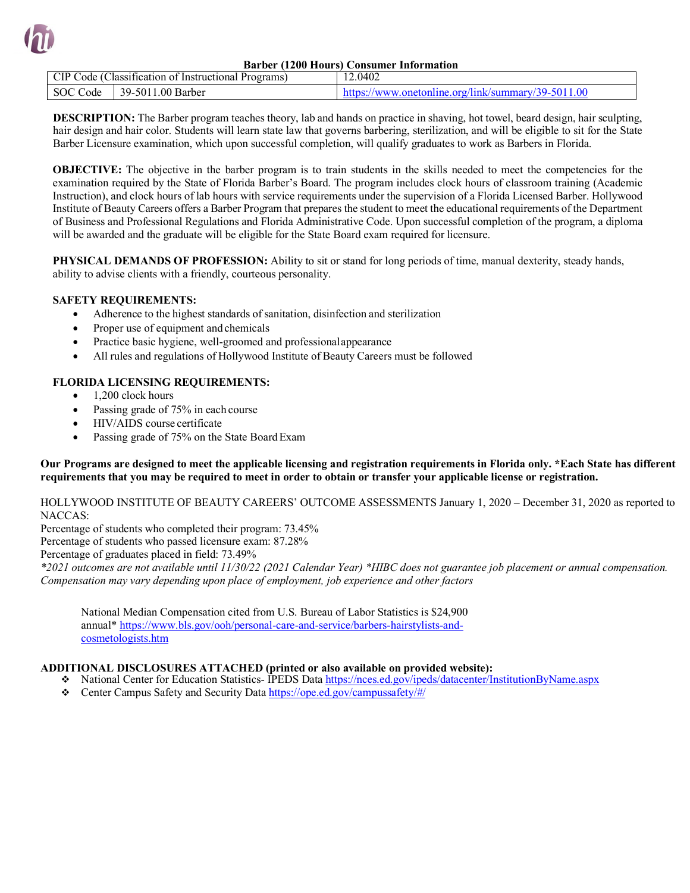**Barber (1200 Hours) Consumer Information**

| CIP Code (Classification of Instructional Programs) | | 12.0402 |
|---|---|---|
| SOC Code | 39-5011.00 Barber | https://www.onetonline.org/link/summary/39-5011.00 |

**DESCRIPTION:** The Barber program teaches theory, lab and hands on practice in shaving, hot towel, beard design, hair sculpting, hair design and hair color. Students will learn state law that governs barbering, sterilization, and will be eligible to sit for the State Barber Licensure examination, which upon successful completion, will qualify graduates to work as Barbers in Florida.

**OBJECTIVE:** The objective in the barber program is to train students in the skills needed to meet the competencies for the examination required by the State of Florida Barber's Board. The program includes clock hours of classroom training (Academic Instruction), and clock hours of lab hours with service requirements under the supervision of a Florida Licensed Barber. Hollywood Institute of Beauty Careers offers a Barber Program that prepares the student to meet the educational requirements of the Department of Business and Professional Regulations and Florida Administrative Code. Upon successful completion of the program, a diploma will be awarded and the graduate will be eligible for the State Board exam required for licensure.

**PHYSICAL DEMANDS OF PROFESSION:** Ability to sit or stand for long periods of time, manual dexterity, steady hands, ability to advise clients with a friendly, courteous personality.

**SAFETY REQUIREMENTS:**

- Adherence to the highest standards of sanitation, disinfection and sterilization
- Proper use of equipment and chemicals
- Practice basic hygiene, well-groomed and professional appearance
- All rules and regulations of Hollywood Institute of Beauty Careers must be followed

**FLORIDA LICENSING REQUIREMENTS:**

- 1,200 clock hours
- Passing grade of 75% in each course
- HIV/AIDS course certificate
- Passing grade of 75% on the State Board Exam

**Our Programs are designed to meet the applicable licensing and registration requirements in Florida only. *Each State has different requirements that you may be required to meet in order to obtain or transfer your applicable license or registration.**

HOLLYWOOD INSTITUTE OF BEAUTY CAREERS' OUTCOME ASSESSMENTS January 1, 2020 – December 31, 2020 as reported to NACCAS:
Percentage of students who completed their program: 73.45%
Percentage of students who passed licensure exam: 87.28%
Percentage of graduates placed in field: 73.49%
*\*2021 outcomes are not available until 11/30/22 (2021 Calendar Year) \*HIBC does not guarantee job placement or annual compensation. Compensation may vary depending upon place of employment, job experience and other factors*

National Median Compensation cited from U.S. Bureau of Labor Statistics is $24,900 annual* https://www.bls.gov/ooh/personal-care-and-service/barbers-hairstylists-and-cosmetologists.htm

**ADDITIONAL DISCLOSURES ATTACHED (printed or also available on provided website):**

- National Center for Education Statistics- IPEDS Data https://nces.ed.gov/ipeds/datacenter/InstitutionByName.aspx
- Center Campus Safety and Security Data https://ope.ed.gov/campussafety/#/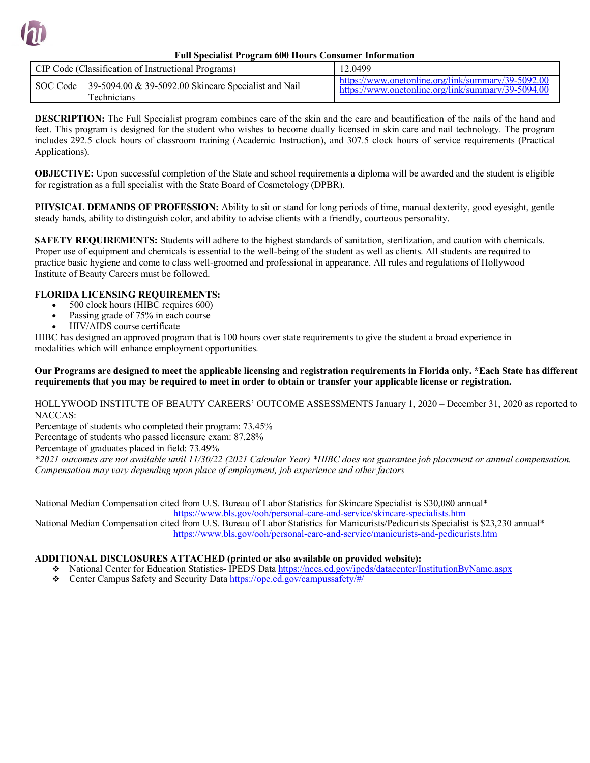**Full Specialist Program 600 Hours Consumer Information**

| CIP Code (Classification of Instructional Programs) | | 12.0499 |
|---|---|---|
| SOC Code | 39-5094.00 & 39-5092.00 Skincare Specialist and Nail Technicians | https://www.onetonline.org/link/summary/39-5092.00 https://www.onetonline.org/link/summary/39-5094.00 |

**DESCRIPTION:** The Full Specialist program combines care of the skin and the care and beautification of the nails of the hand and feet. This program is designed for the student who wishes to become dually licensed in skin care and nail technology. The program includes 292.5 clock hours of classroom training (Academic Instruction), and 307.5 clock hours of service requirements (Practical Applications).

**OBJECTIVE:** Upon successful completion of the State and school requirements a diploma will be awarded and the student is eligible for registration as a full specialist with the State Board of Cosmetology (DPBR).

**PHYSICAL DEMANDS OF PROFESSION:** Ability to sit or stand for long periods of time, manual dexterity, good eyesight, gentle steady hands, ability to distinguish color, and ability to advise clients with a friendly, courteous personality.

**SAFETY REQUIREMENTS:** Students will adhere to the highest standards of sanitation, sterilization, and caution with chemicals. Proper use of equipment and chemicals is essential to the well-being of the student as well as clients. All students are required to practice basic hygiene and come to class well-groomed and professional in appearance. All rules and regulations of Hollywood Institute of Beauty Careers must be followed.

**FLORIDA LICENSING REQUIREMENTS:**

- 500 clock hours (HIBC requires 600)
- Passing grade of 75% in each course
- HIV/AIDS course certificate

HIBC has designed an approved program that is 100 hours over state requirements to give the student a broad experience in modalities which will enhance employment opportunities.

**Our Programs are designed to meet the applicable licensing and registration requirements in Florida only. *Each State has different requirements that you may be required to meet in order to obtain or transfer your applicable license or registration.**

HOLLYWOOD INSTITUTE OF BEAUTY CAREERS' OUTCOME ASSESSMENTS January 1, 2020 – December 31, 2020 as reported to NACCAS:
Percentage of students who completed their program: 73.45%
Percentage of students who passed licensure exam: 87.28%
Percentage of graduates placed in field: 73.49%
*\*2021 outcomes are not available until 11/30/22 (2021 Calendar Year) \*HIBC does not guarantee job placement or annual compensation. Compensation may vary depending upon place of employment, job experience and other factors*

National Median Compensation cited from U.S. Bureau of Labor Statistics for Skincare Specialist is $30,080 annual*
https://www.bls.gov/ooh/personal-care-and-service/skincare-specialists.htm
National Median Compensation cited from U.S. Bureau of Labor Statistics for Manicurists/Pedicurists Specialist is $23,230 annual*
https://www.bls.gov/ooh/personal-care-and-service/manicurists-and-pedicurists.htm

**ADDITIONAL DISCLOSURES ATTACHED (printed or also available on provided website):**

- National Center for Education Statistics- IPEDS Data https://nces.ed.gov/ipeds/datacenter/InstitutionByName.aspx
- Center Campus Safety and Security Data https://ope.ed.gov/campussafety/#/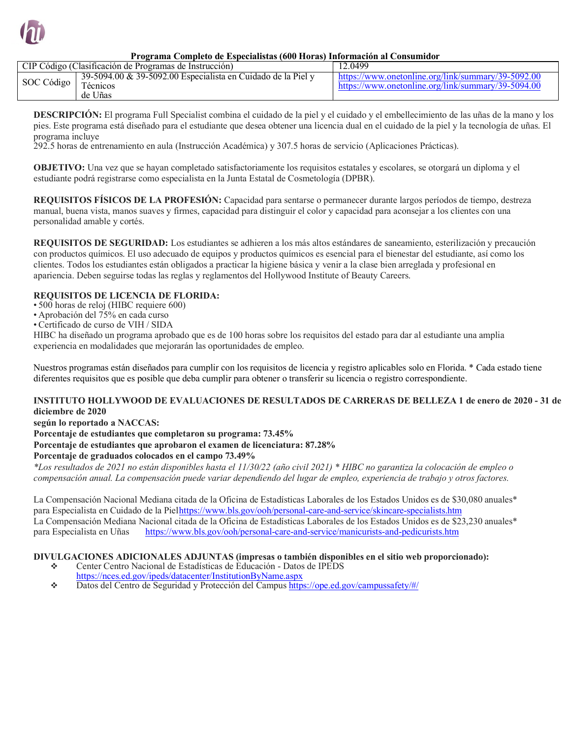**Programa Completo de Especialistas (600 Horas) Información al Consumidor**

| | | |
|---|---|---|
| CIP Código (Clasificación de Programas de Instrucción) | | 12.0499 |
| SOC Código | 39-5094.00 & 39-5092.00 Especialista en Cuidado de la Piel y Técnicos de Uñas | https://www.onetonline.org/link/summary/39-5092.00 https://www.onetonline.org/link/summary/39-5094.00 |

**DESCRIPCIÓN:** El programa Full Specialist combina el cuidado de la piel y el cuidado y el embellecimiento de las uñas de la mano y los pies. Este programa está diseñado para el estudiante que desea obtener una licencia dual en el cuidado de la piel y la tecnología de uñas. El programa incluye 292.5 horas de entrenamiento en aula (Instrucción Académica) y 307.5 horas de servicio (Aplicaciones Prácticas).

**OBJETIVO:** Una vez que se hayan completado satisfactoriamente los requisitos estatales y escolares, se otorgará un diploma y el estudiante podrá registrarse como especialista en la Junta Estatal de Cosmetología (DPBR).

**REQUISITOS FÍSICOS DE LA PROFESIÓN:** Capacidad para sentarse o permanecer durante largos períodos de tiempo, destreza manual, buena vista, manos suaves y firmes, capacidad para distinguir el color y capacidad para aconsejar a los clientes con una personalidad amable y cortés.

**REQUISITOS DE SEGURIDAD:** Los estudiantes se adhieren a los más altos estándares de saneamiento, esterilización y precaución con productos químicos. El uso adecuado de equipos y productos químicos es esencial para el bienestar del estudiante, así como los clientes. Todos los estudiantes están obligados a practicar la higiene básica y venir a la clase bien arreglada y profesional en apariencia. Deben seguirse todas las reglas y reglamentos del Hollywood Institute of Beauty Careers.

**REQUISITOS DE LICENCIA DE FLORIDA:**

- 500 horas de reloj (HIBC requiere 600)
- Aprobación del 75% en cada curso
- Certificado de curso de VIH / SIDA

HIBC ha diseñado un programa aprobado que es de 100 horas sobre los requisitos del estado para dar al estudiante una amplia experiencia en modalidades que mejorarán las oportunidades de empleo.

Nuestros programas están diseñados para cumplir con los requisitos de licencia y registro aplicables solo en Florida. * Cada estado tiene diferentes requisitos que es posible que deba cumplir para obtener o transferir su licencia o registro correspondiente.

**INSTITUTO HOLLYWOOD DE EVALUACIONES DE RESULTADOS DE CARRERAS DE BELLEZA 1 de enero de 2020 - 31 de diciembre de 2020**
**según lo reportado a NACCAS:**
**Porcentaje de estudiantes que completaron su programa: 73.45%**
**Porcentaje de estudiantes que aprobaron el examen de licenciatura: 87.28%**
**Porcentaje de graduados colocados en el campo 73.49%**
*\*Los resultados de 2021 no están disponibles hasta el 11/30/22 (año civil 2021) \* HIBC no garantiza la colocación de empleo o compensación anual. La compensación puede variar dependiendo del lugar de empleo, experiencia de trabajo y otros factores.*

La Compensación Nacional Mediana citada de la Oficina de Estadísticas Laborales de los Estados Unidos es de $30,080 anuales* para Especialista en Cuidado de la Piel https://www.bls.gov/ooh/personal-care-and-service/skincare-specialists.htm
La Compensación Mediana Nacional citada de la Oficina de Estadísticas Laborales de los Estados Unidos es de $23,230 anuales* para Especialista en Uñas https://www.bls.gov/ooh/personal-care-and-service/manicurists-and-pedicurists.htm

**DIVULGACIONES ADICIONALES ADJUNTAS (impresas o también disponibles en el sitio web proporcionado):**

- Center Centro Nacional de Estadísticas de Educación - Datos de IPEDS https://nces.ed.gov/ipeds/datacenter/InstitutionByName.aspx
- Datos del Centro de Seguridad y Protección del Campus https://ope.ed.gov/campussafety/#/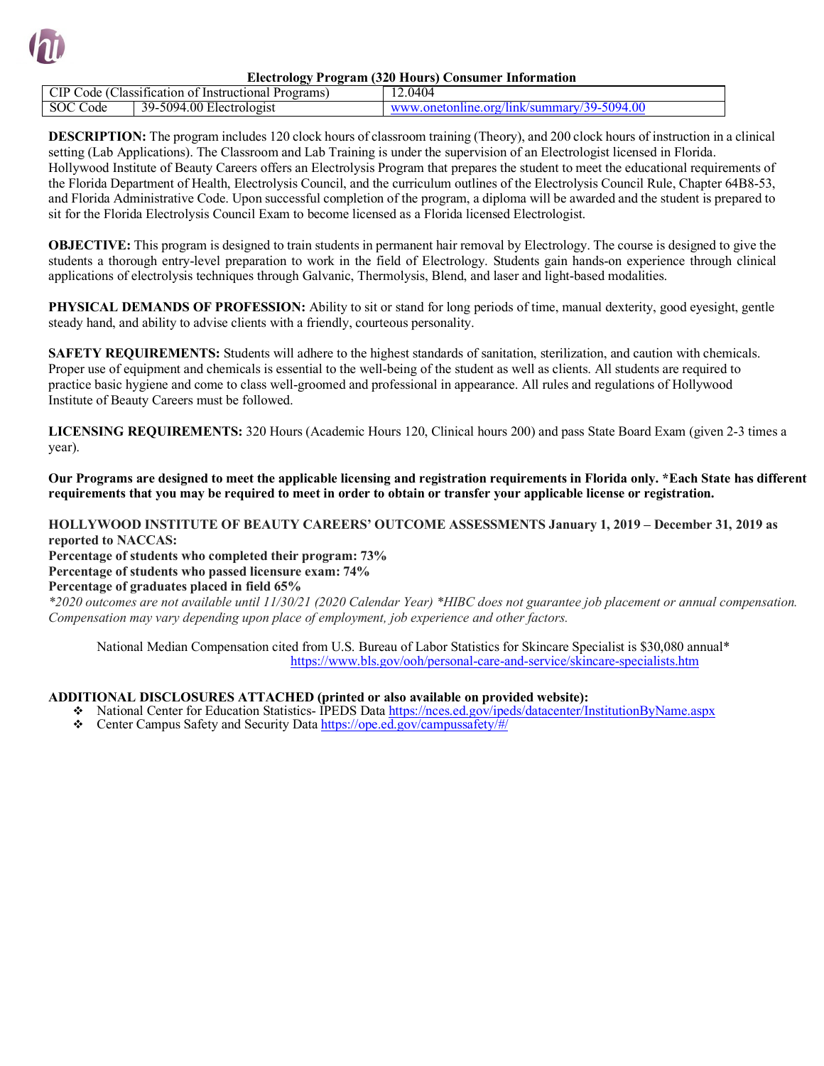**Electrology Program (320 Hours) Consumer Information**

| | | |
|---|---|---|
| CIP Code (Classification of Instructional Programs) | | 12.0404 |
| SOC Code | 39-5094.00 Electrologist | www.onetonline.org/link/summary/39-5094.00 |

**DESCRIPTION:** The program includes 120 clock hours of classroom training (Theory), and 200 clock hours of instruction in a clinical setting (Lab Applications). The Classroom and Lab Training is under the supervision of an Electrologist licensed in Florida. Hollywood Institute of Beauty Careers offers an Electrolysis Program that prepares the student to meet the educational requirements of the Florida Department of Health, Electrolysis Council, and the curriculum outlines of the Electrolysis Council Rule, Chapter 64B8-53, and Florida Administrative Code. Upon successful completion of the program, a diploma will be awarded and the student is prepared to sit for the Florida Electrolysis Council Exam to become licensed as a Florida licensed Electrologist.

**OBJECTIVE:** This program is designed to train students in permanent hair removal by Electrology. The course is designed to give the students a thorough entry-level preparation to work in the field of Electrology. Students gain hands-on experience through clinical applications of electrolysis techniques through Galvanic, Thermolysis, Blend, and laser and light-based modalities.

**PHYSICAL DEMANDS OF PROFESSION:** Ability to sit or stand for long periods of time, manual dexterity, good eyesight, gentle steady hand, and ability to advise clients with a friendly, courteous personality.

**SAFETY REQUIREMENTS:** Students will adhere to the highest standards of sanitation, sterilization, and caution with chemicals. Proper use of equipment and chemicals is essential to the well-being of the student as well as clients. All students are required to practice basic hygiene and come to class well-groomed and professional in appearance. All rules and regulations of Hollywood Institute of Beauty Careers must be followed.

**LICENSING REQUIREMENTS:** 320 Hours (Academic Hours 120, Clinical hours 200) and pass State Board Exam (given 2-3 times a year).

**Our Programs are designed to meet the applicable licensing and registration requirements in Florida only. *Each State has different requirements that you may be required to meet in order to obtain or transfer your applicable license or registration.**

**HOLLYWOOD INSTITUTE OF BEAUTY CAREERS' OUTCOME ASSESSMENTS January 1, 2019 – December 31, 2019 as reported to NACCAS:**
**Percentage of students who completed their program: 73%**
**Percentage of students who passed licensure exam: 74%**
**Percentage of graduates placed in field 65%**
*\*2020 outcomes are not available until 11/30/21 (2020 Calendar Year) \*HIBC does not guarantee job placement or annual compensation. Compensation may vary depending upon place of employment, job experience and other factors.*

National Median Compensation cited from U.S. Bureau of Labor Statistics for Skincare Specialist is $30,080 annual*
https://www.bls.gov/ooh/personal-care-and-service/skincare-specialists.htm

**ADDITIONAL DISCLOSURES ATTACHED (printed or also available on provided website):**
- National Center for Education Statistics- IPEDS Data https://nces.ed.gov/ipeds/datacenter/InstitutionByName.aspx
- Center Campus Safety and Security Data https://ope.ed.gov/campussafety/#/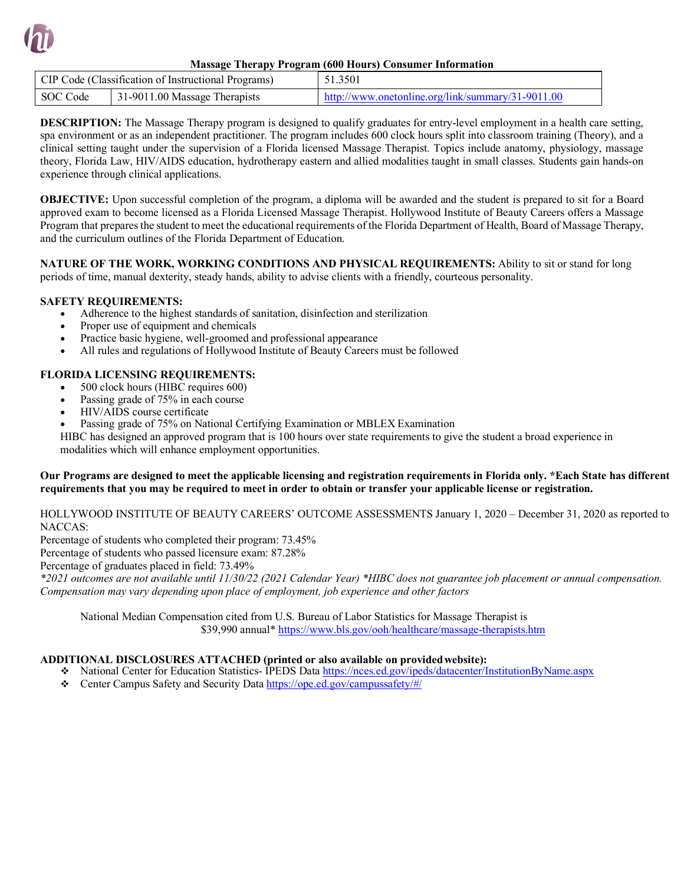**Massage Therapy Program (600 Hours) Consumer Information**

| | | |
|---|---|---|
| CIP Code (Classification of Instructional Programs) | | 51.3501 |
| SOC Code | 31-9011.00 Massage Therapists | http://www.onetonline.org/link/summary/31-9011.00 |

**DESCRIPTION:** The Massage Therapy program is designed to qualify graduates for entry-level employment in a health care setting, spa environment or as an independent practitioner. The program includes 600 clock hours split into classroom training (Theory), and a clinical setting taught under the supervision of a Florida licensed Massage Therapist. Topics include anatomy, physiology, massage theory, Florida Law, HIV/AIDS education, hydrotherapy eastern and allied modalities taught in small classes. Students gain hands-on experience through clinical applications.

**OBJECTIVE:** Upon successful completion of the program, a diploma will be awarded and the student is prepared to sit for a Board approved exam to become licensed as a Florida Licensed Massage Therapist. Hollywood Institute of Beauty Careers offers a Massage Program that prepares the student to meet the educational requirements of the Florida Department of Health, Board of Massage Therapy, and the curriculum outlines of the Florida Department of Education.

**NATURE OF THE WORK, WORKING CONDITIONS AND PHYSICAL REQUIREMENTS:** Ability to sit or stand for long periods of time, manual dexterity, steady hands, ability to advise clients with a friendly, courteous personality.

**SAFETY REQUIREMENTS:**

- Adherence to the highest standards of sanitation, disinfection and sterilization
- Proper use of equipment and chemicals
- Practice basic hygiene, well-groomed and professional appearance
- All rules and regulations of Hollywood Institute of Beauty Careers must be followed

**FLORIDA LICENSING REQUIREMENTS:**

- 500 clock hours (HIBC requires 600)
- Passing grade of 75% in each course
- HIV/AIDS course certificate
- Passing grade of 75% on National Certifying Examination or MBLEX Examination

HIBC has designed an approved program that is 100 hours over state requirements to give the student a broad experience in modalities which will enhance employment opportunities.

**Our Programs are designed to meet the applicable licensing and registration requirements in Florida only. *Each State has different requirements that you may be required to meet in order to obtain or transfer your applicable license or registration.**

HOLLYWOOD INSTITUTE OF BEAUTY CAREERS' OUTCOME ASSESSMENTS January 1, 2020 – December 31, 2020 as reported to NACCAS:
Percentage of students who completed their program: 73.45%
Percentage of students who passed licensure exam: 87.28%
Percentage of graduates placed in field: 73.49%
*\*2021 outcomes are not available until 11/30/22 (2021 Calendar Year) \*HIBC does not guarantee job placement or annual compensation. Compensation may vary depending upon place of employment, job experience and other factors*

National Median Compensation cited from U.S. Bureau of Labor Statistics for Massage Therapist is $39,990 annual* https://www.bls.gov/ooh/healthcare/massage-therapists.htm

**ADDITIONAL DISCLOSURES ATTACHED (printed or also available on provided website):**

- National Center for Education Statistics- IPEDS Data https://nces.ed.gov/ipeds/datacenter/InstitutionByName.aspx
- Center Campus Safety and Security Data https://ope.ed.gov/campussafety/#/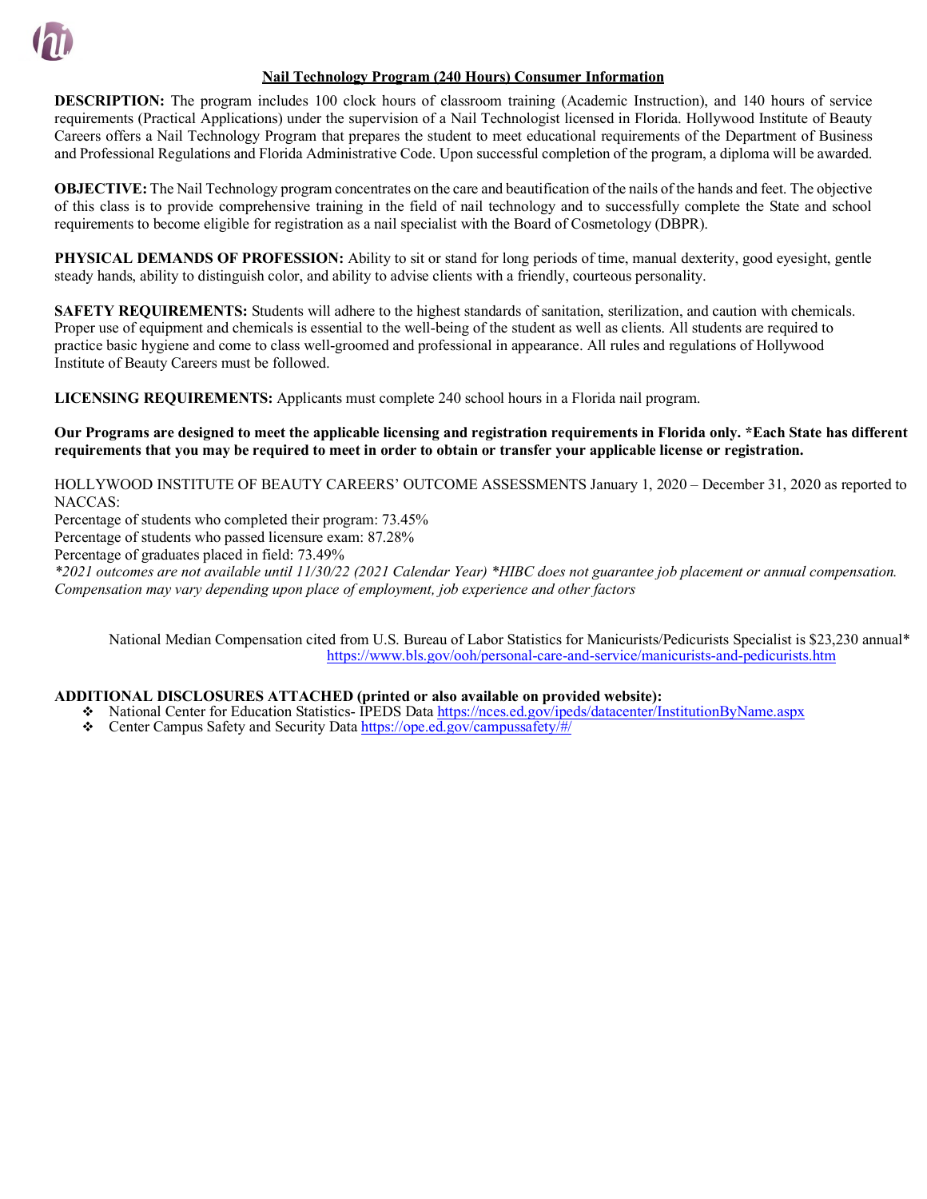## Nail Technology Program (240 Hours) Consumer Information

**DESCRIPTION:** The program includes 100 clock hours of classroom training (Academic Instruction), and 140 hours of service requirements (Practical Applications) under the supervision of a Nail Technologist licensed in Florida. Hollywood Institute of Beauty Careers offers a Nail Technology Program that prepares the student to meet educational requirements of the Department of Business and Professional Regulations and Florida Administrative Code. Upon successful completion of the program, a diploma will be awarded.

**OBJECTIVE:** The Nail Technology program concentrates on the care and beautification of the nails of the hands and feet. The objective of this class is to provide comprehensive training in the field of nail technology and to successfully complete the State and school requirements to become eligible for registration as a nail specialist with the Board of Cosmetology (DBPR).

**PHYSICAL DEMANDS OF PROFESSION:** Ability to sit or stand for long periods of time, manual dexterity, good eyesight, gentle steady hands, ability to distinguish color, and ability to advise clients with a friendly, courteous personality.

**SAFETY REQUIREMENTS:** Students will adhere to the highest standards of sanitation, sterilization, and caution with chemicals. Proper use of equipment and chemicals is essential to the well-being of the student as well as clients. All students are required to practice basic hygiene and come to class well-groomed and professional in appearance. All rules and regulations of Hollywood Institute of Beauty Careers must be followed.

**LICENSING REQUIREMENTS:** Applicants must complete 240 school hours in a Florida nail program.

**Our Programs are designed to meet the applicable licensing and registration requirements in Florida only. *Each State has different requirements that you may be required to meet in order to obtain or transfer your applicable license or registration.**

HOLLYWOOD INSTITUTE OF BEAUTY CAREERS' OUTCOME ASSESSMENTS January 1, 2020 – December 31, 2020 as reported to NACCAS:
Percentage of students who completed their program: 73.45%
Percentage of students who passed licensure exam: 87.28%
Percentage of graduates placed in field: 73.49%
*\*2021 outcomes are not available until 11/30/22 (2021 Calendar Year) \*HIBC does not guarantee job placement or annual compensation. Compensation may vary depending upon place of employment, job experience and other factors*

National Median Compensation cited from U.S. Bureau of Labor Statistics for Manicurists/Pedicurists Specialist is $23,230 annual*
https://www.bls.gov/ooh/personal-care-and-service/manicurists-and-pedicurists.htm

**ADDITIONAL DISCLOSURES ATTACHED (printed or also available on provided website):**

- National Center for Education Statistics- IPEDS Data https://nces.ed.gov/ipeds/datacenter/InstitutionByName.aspx
- Center Campus Safety and Security Data https://ope.ed.gov/campussafety/#/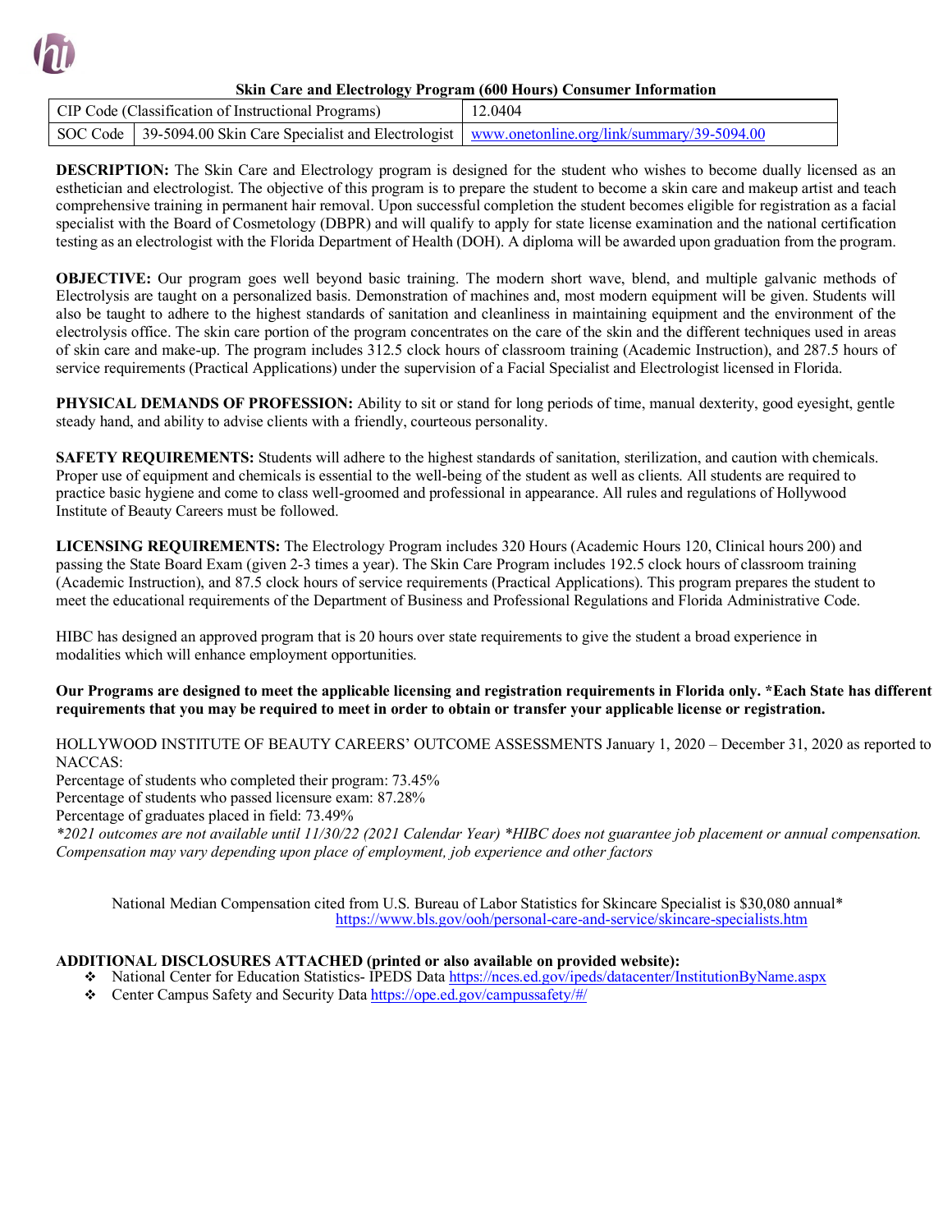## Skin Care and Electrology Program (600 Hours) Consumer Information

| | | |
|---|---|---|
| CIP Code (Classification of Instructional Programs) | | 12.0404 |
| SOC Code | 39-5094.00 Skin Care Specialist and Electrologist | www.onetonline.org/link/summary/39-5094.00 |

**DESCRIPTION:** The Skin Care and Electrology program is designed for the student who wishes to become dually licensed as an esthetician and electrologist. The objective of this program is to prepare the student to become a skin care and makeup artist and teach comprehensive training in permanent hair removal. Upon successful completion the student becomes eligible for registration as a facial specialist with the Board of Cosmetology (DBPR) and will qualify to apply for state license examination and the national certification testing as an electrologist with the Florida Department of Health (DOH). A diploma will be awarded upon graduation from the program.

**OBJECTIVE:** Our program goes well beyond basic training. The modern short wave, blend, and multiple galvanic methods of Electrolysis are taught on a personalized basis. Demonstration of machines and, most modern equipment will be given. Students will also be taught to adhere to the highest standards of sanitation and cleanliness in maintaining equipment and the environment of the electrolysis office. The skin care portion of the program concentrates on the care of the skin and the different techniques used in areas of skin care and make-up. The program includes 312.5 clock hours of classroom training (Academic Instruction), and 287.5 hours of service requirements (Practical Applications) under the supervision of a Facial Specialist and Electrologist licensed in Florida.

**PHYSICAL DEMANDS OF PROFESSION:** Ability to sit or stand for long periods of time, manual dexterity, good eyesight, gentle steady hand, and ability to advise clients with a friendly, courteous personality.

**SAFETY REQUIREMENTS:** Students will adhere to the highest standards of sanitation, sterilization, and caution with chemicals. Proper use of equipment and chemicals is essential to the well-being of the student as well as clients. All students are required to practice basic hygiene and come to class well-groomed and professional in appearance. All rules and regulations of Hollywood Institute of Beauty Careers must be followed.

**LICENSING REQUIREMENTS:** The Electrology Program includes 320 Hours (Academic Hours 120, Clinical hours 200) and passing the State Board Exam (given 2-3 times a year). The Skin Care Program includes 192.5 clock hours of classroom training (Academic Instruction), and 87.5 clock hours of service requirements (Practical Applications). This program prepares the student to meet the educational requirements of the Department of Business and Professional Regulations and Florida Administrative Code.

HIBC has designed an approved program that is 20 hours over state requirements to give the student a broad experience in modalities which will enhance employment opportunities.

**Our Programs are designed to meet the applicable licensing and registration requirements in Florida only. *Each State has different requirements that you may be required to meet in order to obtain or transfer your applicable license or registration.**

HOLLYWOOD INSTITUTE OF BEAUTY CAREERS' OUTCOME ASSESSMENTS January 1, 2020 – December 31, 2020 as reported to NACCAS:
Percentage of students who completed their program: 73.45%
Percentage of students who passed licensure exam: 87.28%
Percentage of graduates placed in field: 73.49%
*\*2021 outcomes are not available until 11/30/22 (2021 Calendar Year) \*HIBC does not guarantee job placement or annual compensation. Compensation may vary depending upon place of employment, job experience and other factors*

National Median Compensation cited from U.S. Bureau of Labor Statistics for Skincare Specialist is $30,080 annual*
https://www.bls.gov/ooh/personal-care-and-service/skincare-specialists.htm

**ADDITIONAL DISCLOSURES ATTACHED (printed or also available on provided website):**

- National Center for Education Statistics- IPEDS Data https://nces.ed.gov/ipeds/datacenter/InstitutionByName.aspx
- Center Campus Safety and Security Data https://ope.ed.gov/campussafety/#/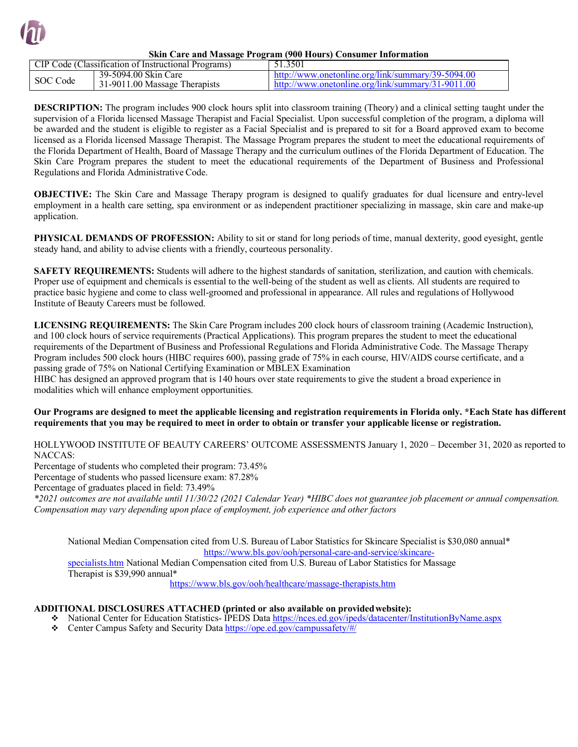## Skin Care and Massage Program (900 Hours) Consumer Information

| | | |
|---|---|---|
| CIP Code (Classification of Instructional Programs) | | 51.3501 |
| SOC Code | 39-5094.00 Skin Care<br>31-9011.00 Massage Therapists | http://www.onetonline.org/link/summary/39-5094.00<br>http://www.onetonline.org/link/summary/31-9011.00 |

**DESCRIPTION:** The program includes 900 clock hours split into classroom training (Theory) and a clinical setting taught under the supervision of a Florida licensed Massage Therapist and Facial Specialist. Upon successful completion of the program, a diploma will be awarded and the student is eligible to register as a Facial Specialist and is prepared to sit for a Board approved exam to become licensed as a Florida licensed Massage Therapist. The Massage Program prepares the student to meet the educational requirements of the Florida Department of Health, Board of Massage Therapy and the curriculum outlines of the Florida Department of Education. The Skin Care Program prepares the student to meet the educational requirements of the Department of Business and Professional Regulations and Florida Administrative Code.

**OBJECTIVE:** The Skin Care and Massage Therapy program is designed to qualify graduates for dual licensure and entry-level employment in a health care setting, spa environment or as independent practitioner specializing in massage, skin care and make-up application.

**PHYSICAL DEMANDS OF PROFESSION:** Ability to sit or stand for long periods of time, manual dexterity, good eyesight, gentle steady hand, and ability to advise clients with a friendly, courteous personality.

**SAFETY REQUIREMENTS:** Students will adhere to the highest standards of sanitation, sterilization, and caution with chemicals. Proper use of equipment and chemicals is essential to the well-being of the student as well as clients. All students are required to practice basic hygiene and come to class well-groomed and professional in appearance. All rules and regulations of Hollywood Institute of Beauty Careers must be followed.

**LICENSING REQUIREMENTS:** The Skin Care Program includes 200 clock hours of classroom training (Academic Instruction), and 100 clock hours of service requirements (Practical Applications). This program prepares the student to meet the educational requirements of the Department of Business and Professional Regulations and Florida Administrative Code. The Massage Therapy Program includes 500 clock hours (HIBC requires 600), passing grade of 75% in each course, HIV/AIDS course certificate, and a passing grade of 75% on National Certifying Examination or MBLEX Examination
HIBC has designed an approved program that is 140 hours over state requirements to give the student a broad experience in modalities which will enhance employment opportunities.

**Our Programs are designed to meet the applicable licensing and registration requirements in Florida only. *Each State has different requirements that you may be required to meet in order to obtain or transfer your applicable license or registration.**

HOLLYWOOD INSTITUTE OF BEAUTY CAREERS' OUTCOME ASSESSMENTS January 1, 2020 – December 31, 2020 as reported to NACCAS:
Percentage of students who completed their program: 73.45%
Percentage of students who passed licensure exam: 87.28%
Percentage of graduates placed in field: 73.49%
*\*2021 outcomes are not available until 11/30/22 (2021 Calendar Year) \*HIBC does not guarantee job placement or annual compensation. Compensation may vary depending upon place of employment, job experience and other factors*

National Median Compensation cited from U.S. Bureau of Labor Statistics for Skincare Specialist is $30,080 annual* https://www.bls.gov/ooh/personal-care-and-service/skincare-specialists.htm National Median Compensation cited from U.S. Bureau of Labor Statistics for Massage Therapist is $39,990 annual* https://www.bls.gov/ooh/healthcare/massage-therapists.htm

**ADDITIONAL DISCLOSURES ATTACHED (printed or also available on provided website):**

- National Center for Education Statistics- IPEDS Data https://nces.ed.gov/ipeds/datacenter/InstitutionByName.aspx
- Center Campus Safety and Security Data https://ope.ed.gov/campussafety/#/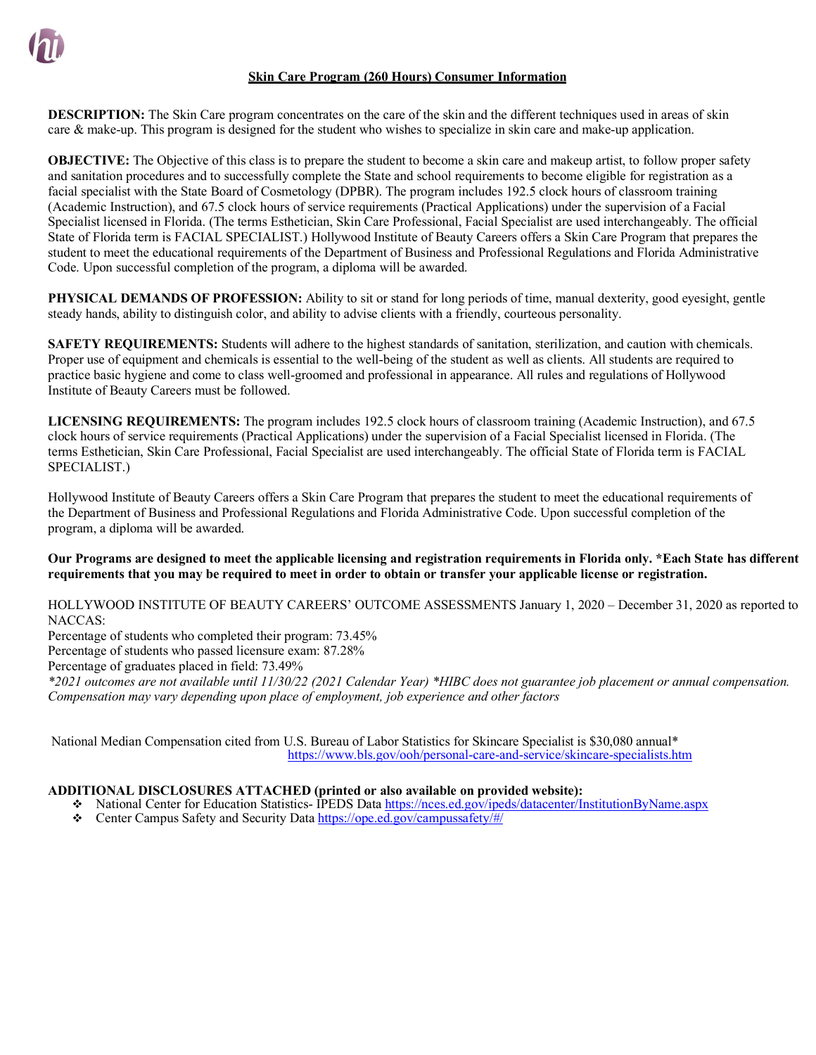## Skin Care Program (260 Hours) Consumer Information

**DESCRIPTION:** The Skin Care program concentrates on the care of the skin and the different techniques used in areas of skin care & make-up. This program is designed for the student who wishes to specialize in skin care and make-up application.

**OBJECTIVE:** The Objective of this class is to prepare the student to become a skin care and makeup artist, to follow proper safety and sanitation procedures and to successfully complete the State and school requirements to become eligible for registration as a facial specialist with the State Board of Cosmetology (DPBR). The program includes 192.5 clock hours of classroom training (Academic Instruction), and 67.5 clock hours of service requirements (Practical Applications) under the supervision of a Facial Specialist licensed in Florida. (The terms Esthetician, Skin Care Professional, Facial Specialist are used interchangeably. The official State of Florida term is FACIAL SPECIALIST.) Hollywood Institute of Beauty Careers offers a Skin Care Program that prepares the student to meet the educational requirements of the Department of Business and Professional Regulations and Florida Administrative Code. Upon successful completion of the program, a diploma will be awarded.

**PHYSICAL DEMANDS OF PROFESSION:** Ability to sit or stand for long periods of time, manual dexterity, good eyesight, gentle steady hands, ability to distinguish color, and ability to advise clients with a friendly, courteous personality.

**SAFETY REQUIREMENTS:** Students will adhere to the highest standards of sanitation, sterilization, and caution with chemicals. Proper use of equipment and chemicals is essential to the well-being of the student as well as clients. All students are required to practice basic hygiene and come to class well-groomed and professional in appearance. All rules and regulations of Hollywood Institute of Beauty Careers must be followed.

**LICENSING REQUIREMENTS:** The program includes 192.5 clock hours of classroom training (Academic Instruction), and 67.5 clock hours of service requirements (Practical Applications) under the supervision of a Facial Specialist licensed in Florida. (The terms Esthetician, Skin Care Professional, Facial Specialist are used interchangeably. The official State of Florida term is FACIAL SPECIALIST.)

Hollywood Institute of Beauty Careers offers a Skin Care Program that prepares the student to meet the educational requirements of the Department of Business and Professional Regulations and Florida Administrative Code. Upon successful completion of the program, a diploma will be awarded.

**Our Programs are designed to meet the applicable licensing and registration requirements in Florida only. *Each State has different requirements that you may be required to meet in order to obtain or transfer your applicable license or registration.**

HOLLYWOOD INSTITUTE OF BEAUTY CAREERS' OUTCOME ASSESSMENTS January 1, 2020 – December 31, 2020 as reported to NACCAS:
Percentage of students who completed their program: 73.45%
Percentage of students who passed licensure exam: 87.28%
Percentage of graduates placed in field: 73.49%
*\*2021 outcomes are not available until 11/30/22 (2021 Calendar Year) \*HIBC does not guarantee job placement or annual compensation. Compensation may vary depending upon place of employment, job experience and other factors*

National Median Compensation cited from U.S. Bureau of Labor Statistics for Skincare Specialist is $30,080 annual*
https://www.bls.gov/ooh/personal-care-and-service/skincare-specialists.htm

**ADDITIONAL DISCLOSURES ATTACHED (printed or also available on provided website):**

- National Center for Education Statistics- IPEDS Data https://nces.ed.gov/ipeds/datacenter/InstitutionByName.aspx
- Center Campus Safety and Security Data https://ope.ed.gov/campussafety/#/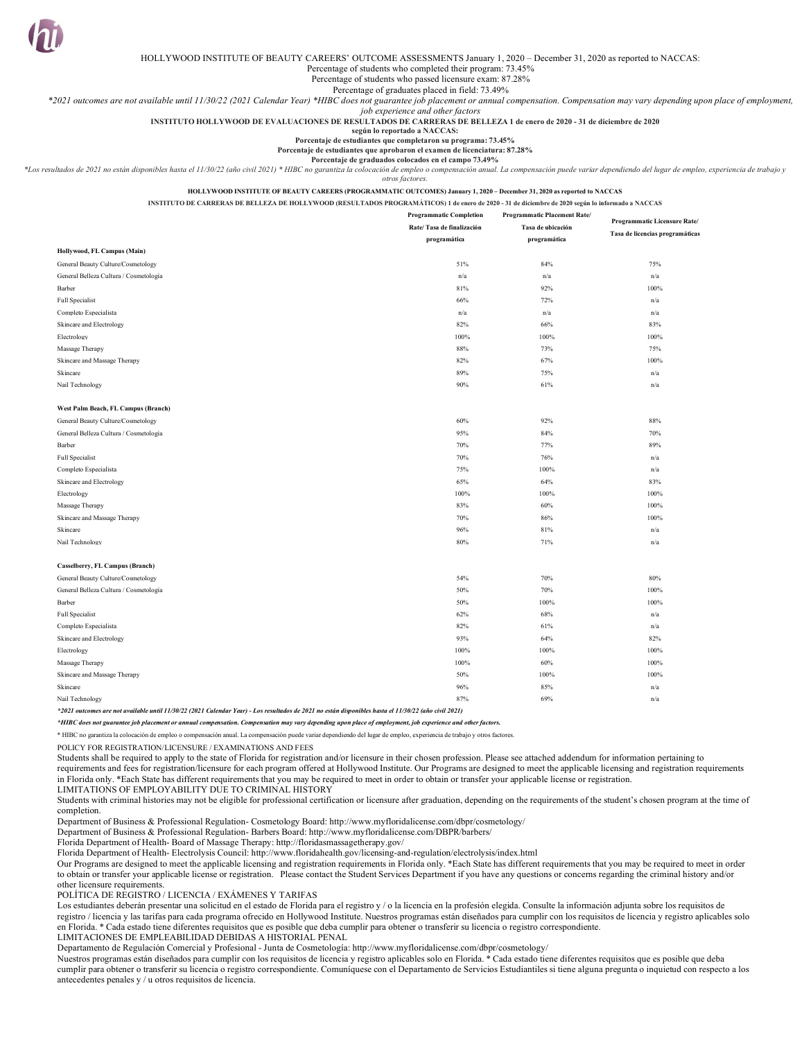HOLLYWOOD INSTITUTE OF BEAUTY CAREERS' OUTCOME ASSESSMENTS January 1, 2020 – December 31, 2020 as reported to NACCAS:

Percentage of students who completed their program: 73.45%

Percentage of students who passed licensure exam: 87.28%

Percentage of graduates placed in field: 73.49%

*\*2021 outcomes are not available until 11/30/22 (2021 Calendar Year) \*HIBC does not guarantee job placement or annual compensation. Compensation may vary depending upon place of employment, job experience and other factors*

**INSTITUTO HOLLYWOOD DE EVALUACIONES DE RESULTADOS DE CARRERAS DE BELLEZA 1 de enero de 2020 - 31 de diciembre de 2020 según lo reportado a NACCAS:**

**Porcentaje de estudiantes que completaron su programa: 73.45%**

**Porcentaje de estudiantes que aprobaron el examen de licenciatura: 87.28%**

**Porcentaje de graduados colocados en el campo 73.49%**

*\*Los resultados de 2021 no están disponibles hasta el 11/30/22 (año civil 2021) \* HIBC no garantiza la colocación de empleo o compensación anual. La compensación puede variar dependiendo del lugar de empleo, experiencia de trabajo y otros factores.*

**HOLLYWOOD INSTITUTE OF BEAUTY CAREERS (PROGRAMMATIC OUTCOMES) January 1, 2020 – December 31, 2020 as reported to NACCAS**

**INSTITUTO DE CARRERAS DE BELLEZA DE HOLLYWOOD (RESULTADOS PROGRAMÁTICOS) 1 de enero de 2020 - 31 de diciembre de 2020 según lo informado a NACCAS**

| | Programmatic Completion Rate/ Tasa de finalización programática | Programmatic Placement Rate/ Tasa de ubicación programática | Programmatic Licensure Rate/ Tasa de licencias programáticas |
|---|---|---|---|
| **Hollywood, FL Campus (Main)** | | | |
| General Beauty Culture/Cosmetology | 51% | 84% | 75% |
| General Belleza Cultura / Cosmetología | n/a | n/a | n/a |
| Barber | 81% | 92% | 100% |
| Full Specialist | 66% | 72% | n/a |
| Completo Especialista | n/a | n/a | n/a |
| Skincare and Electrology | 82% | 66% | 83% |
| Electrology | 100% | 100% | 100% |
| Massage Therapy | 88% | 73% | 75% |
| Skincare and Massage Therapy | 82% | 67% | 100% |
| Skincare | 89% | 75% | n/a |
| Nail Technology | 90% | 61% | n/a |
| **West Palm Beach, FL Campus (Branch)** | | | |
| General Beauty Culture/Cosmetology | 60% | 92% | 88% |
| General Belleza Cultura / Cosmetología | 95% | 84% | 70% |
| Barber | 70% | 77% | 89% |
| Full Specialist | 70% | 76% | n/a |
| Completo Especialista | 75% | 100% | n/a |
| Skincare and Electrology | 65% | 64% | 83% |
| Electrology | 100% | 100% | 100% |
| Massage Therapy | 83% | 60% | 100% |
| Skincare and Massage Therapy | 70% | 86% | 100% |
| Skincare | 96% | 81% | n/a |
| Nail Technology | 80% | 71% | n/a |
| **Casselberry, FL Campus (Branch)** | | | |
| General Beauty Culture/Cosmetology | 54% | 70% | 80% |
| General Belleza Cultura / Cosmetología | 50% | 70% | 100% |
| Barber | 50% | 100% | 100% |
| Full Specialist | 62% | 68% | n/a |
| Completo Especialista | 82% | 61% | n/a |
| Skincare and Electrology | 93% | 64% | 82% |
| Electrology | 100% | 100% | 100% |
| Massage Therapy | 100% | 60% | 100% |
| Skincare and Massage Therapy | 50% | 100% | 100% |
| Skincare | 96% | 85% | n/a |
| Nail Technology | 87% | 69% | n/a |

***\*2021 outcomes are not available until 11/30/22 (2021 Calendar Year) - Los resultados de 2021 no están disponibles hasta el 11/30/22 (año civil 2021)***

***\*HIBC does not guarantee job placement or annual compensation. Compensation may vary depending upon place of employment, job experience and other factors.***

\* HIBC no garantiza la colocación de empleo o compensación anual. La compensación puede variar dependiendo del lugar de empleo, experiencia de trabajo y otros factores.

POLICY FOR REGISTRATION/LICENSURE / EXAMINATIONS AND FEES

Students shall be required to apply to the state of Florida for registration and/or licensure in their chosen profession. Please see attached addendum for information pertaining to requirements and fees for registration/licensure for each program offered at Hollywood Institute. Our Programs are designed to meet the applicable licensing and registration requirements in Florida only. \*Each State has different requirements that you may be required to meet in order to obtain or transfer your applicable license or registration.

LIMITATIONS OF EMPLOYABILITY DUE TO CRIMINAL HISTORY

Students with criminal histories may not be eligible for professional certification or licensure after graduation, depending on the requirements of the student's chosen program at the time of completion.

Department of Business & Professional Regulation- Cosmetology Board: http://www.myfloridalicense.com/dbpr/cosmetology/

Department of Business & Professional Regulation- Barbers Board: http://www.myfloridalicense.com/DBPR/barbers/

Florida Department of Health- Board of Massage Therapy: http://floridasmassagetherapy.gov/

Florida Department of Health- Electrolysis Council: http://www.floridahealth.gov/licensing-and-regulation/electrolysis/index.html

Our Programs are designed to meet the applicable licensing and registration requirements in Florida only. \*Each State has different requirements that you may be required to meet in order to obtain or transfer your applicable license or registration. Please contact the Student Services Department if you have any questions or concerns regarding the criminal history and/or other licensure requirements.

POLÍTICA DE REGISTRO / LICENCIA / EXÁMENES Y TARIFAS

Los estudiantes deberán presentar una solicitud en el estado de Florida para el registro y / o la licencia en la profesión elegida. Consulte la información adjunta sobre los requisitos de registro / licencia y las tarifas para cada programa ofrecido en Hollywood Institute. Nuestros programas están diseñados para cumplir con los requisitos de licencia y registro aplicables solo en Florida. \* Cada estado tiene diferentes requisitos que es posible que deba cumplir para obtener o transferir su licencia o registro correspondiente.

LIMITACIONES DE EMPLEABILIDAD DEBIDAS A HISTORIAL PENAL

Departamento de Regulación Comercial y Profesional - Junta de Cosmetología: http://www.myfloridalicense.com/dbpr/cosmetology/

Nuestros programas están diseñados para cumplir con los requisitos de licencia y registro aplicables solo en Florida. \* Cada estado tiene diferentes requisitos que es posible que deba cumplir para obtener o transferir su licencia o registro correspondiente. Comuníquese con el Departamento de Servicios Estudiantiles si tiene alguna pregunta o inquietud con respecto a los antecedentes penales y / u otros requisitos de licencia.